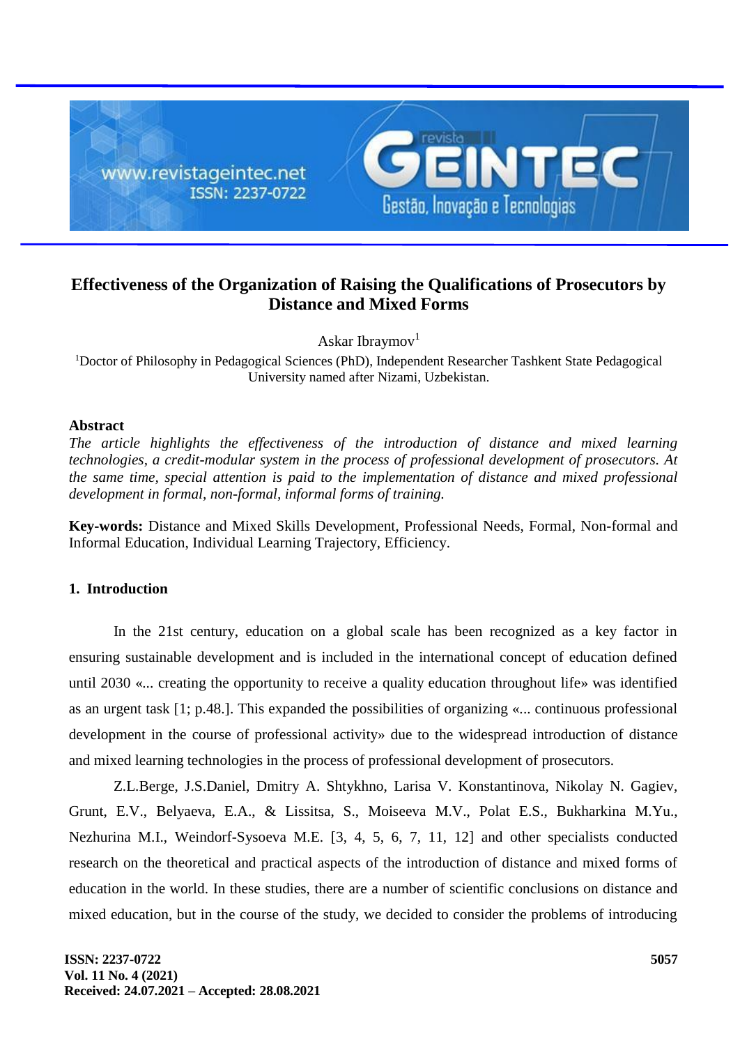# Effectiveness of the Organization of Raising the Qualifications of Prosecutors by Distance and Mixed Forms

Askar Ibraymov[1]

[1]Doctor of Philosophy in Pedagogical Sciences (PhD), Independent Researcher Tashkent State Pedagogical University named after Nizami, Uzbekistan.

**Abstract**

*The article highlights the effectiveness of the introduction of distance and mixed learning technologies, a credit-modular system in the process of professional development of prosecutors. At the same time, special attention is paid to the implementation of distance and mixed professional development in formal, non-formal, informal forms of training.*

**Key-words:** Distance and Mixed Skills Development, Professional Needs, Formal, Non-formal and Informal Education, Individual Learning Trajectory, Efficiency.

## 1. Introduction

In the 21st century, education on a global scale has been recognized as a key factor in ensuring sustainable development and is included in the international concept of education defined until 2030 «... creating the opportunity to receive a quality education throughout life» was identified as an urgent task [1; p.48.]. This expanded the possibilities of organizing «... continuous professional development in the course of professional activity» due to the widespread introduction of distance and mixed learning technologies in the process of professional development of prosecutors.

Z.L.Berge, J.S.Daniel, Dmitry A. Shtykhno, Larisa V. Konstantinova, Nikolay N. Gagiev, Grunt, E.V., Belyaeva, E.A., & Lissitsa, S., Moiseeva M.V., Polat E.S., Bukharkina M.Yu., Nezhurina M.I., Weindorf-Sysoeva M.E. [3, 4, 5, 6, 7, 11, 12] and other specialists conducted research on the theoretical and practical aspects of the introduction of distance and mixed forms of education in the world. In these studies, there are a number of scientific conclusions on distance and mixed education, but in the course of the study, we decided to consider the problems of introducing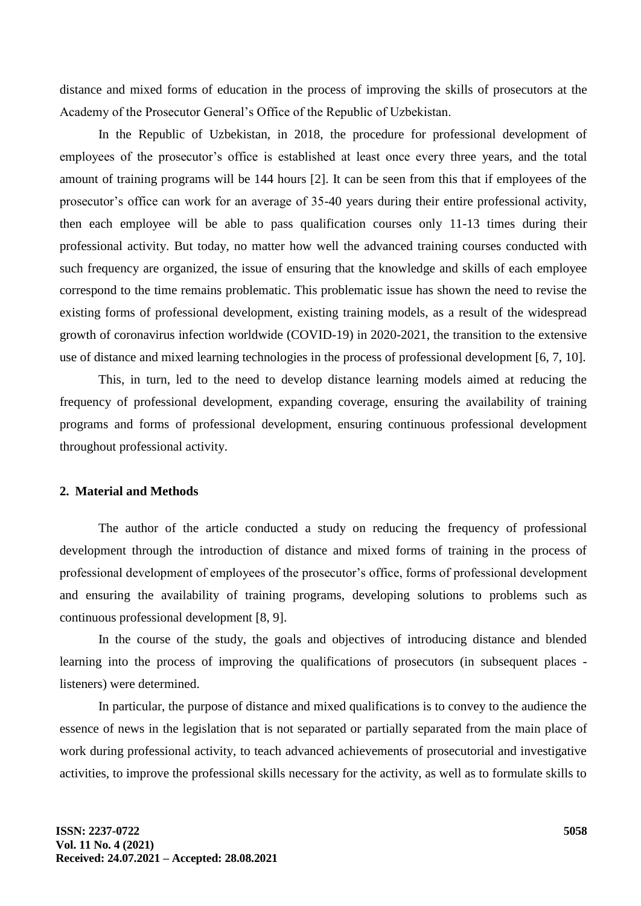distance and mixed forms of education in the process of improving the skills of prosecutors at the Academy of the Prosecutor General's Office of the Republic of Uzbekistan.

In the Republic of Uzbekistan, in 2018, the procedure for professional development of employees of the prosecutor's office is established at least once every three years, and the total amount of training programs will be 144 hours [2]. It can be seen from this that if employees of the prosecutor's office can work for an average of 35-40 years during their entire professional activity, then each employee will be able to pass qualification courses only 11-13 times during their professional activity. But today, no matter how well the advanced training courses conducted with such frequency are organized, the issue of ensuring that the knowledge and skills of each employee correspond to the time remains problematic. This problematic issue has shown the need to revise the existing forms of professional development, existing training models, as a result of the widespread growth of coronavirus infection worldwide (COVID-19) in 2020-2021, the transition to the extensive use of distance and mixed learning technologies in the process of professional development [6, 7, 10].

This, in turn, led to the need to develop distance learning models aimed at reducing the frequency of professional development, expanding coverage, ensuring the availability of training programs and forms of professional development, ensuring continuous professional development throughout professional activity.

## 2. Material and Methods

The author of the article conducted a study on reducing the frequency of professional development through the introduction of distance and mixed forms of training in the process of professional development of employees of the prosecutor's office, forms of professional development and ensuring the availability of training programs, developing solutions to problems such as continuous professional development [8, 9].

In the course of the study, the goals and objectives of introducing distance and blended learning into the process of improving the qualifications of prosecutors (in subsequent places - listeners) were determined.

In particular, the purpose of distance and mixed qualifications is to convey to the audience the essence of news in the legislation that is not separated or partially separated from the main place of work during professional activity, to teach advanced achievements of prosecutorial and investigative activities, to improve the professional skills necessary for the activity, as well as to formulate skills to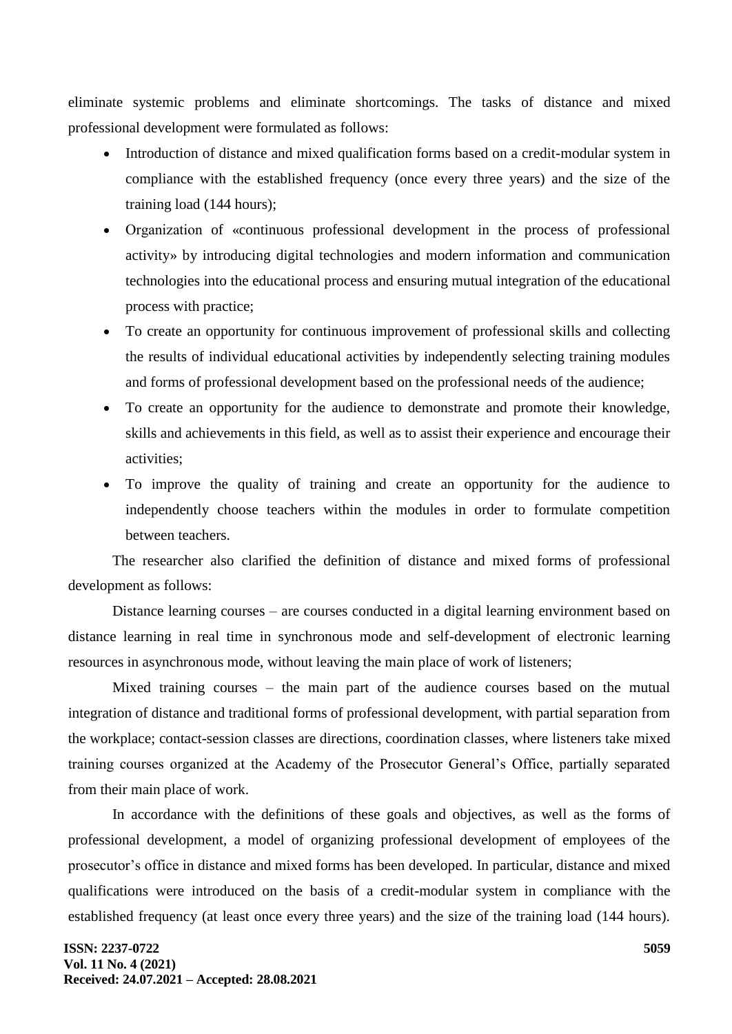eliminate systemic problems and eliminate shortcomings. The tasks of distance and mixed professional development were formulated as follows:

- Introduction of distance and mixed qualification forms based on a credit-modular system in compliance with the established frequency (once every three years) and the size of the training load (144 hours);
- Organization of «continuous professional development in the process of professional activity» by introducing digital technologies and modern information and communication technologies into the educational process and ensuring mutual integration of the educational process with practice;
- To create an opportunity for continuous improvement of professional skills and collecting the results of individual educational activities by independently selecting training modules and forms of professional development based on the professional needs of the audience;
- To create an opportunity for the audience to demonstrate and promote their knowledge, skills and achievements in this field, as well as to assist their experience and encourage their activities;
- To improve the quality of training and create an opportunity for the audience to independently choose teachers within the modules in order to formulate competition between teachers.

The researcher also clarified the definition of distance and mixed forms of professional development as follows:

Distance learning courses – are courses conducted in a digital learning environment based on distance learning in real time in synchronous mode and self-development of electronic learning resources in asynchronous mode, without leaving the main place of work of listeners;

Mixed training courses – the main part of the audience courses based on the mutual integration of distance and traditional forms of professional development, with partial separation from the workplace; contact-session classes are directions, coordination classes, where listeners take mixed training courses organized at the Academy of the Prosecutor General's Office, partially separated from their main place of work.

In accordance with the definitions of these goals and objectives, as well as the forms of professional development, a model of organizing professional development of employees of the prosecutor's office in distance and mixed forms has been developed. In particular, distance and mixed qualifications were introduced on the basis of a credit-modular system in compliance with the established frequency (at least once every three years) and the size of the training load (144 hours).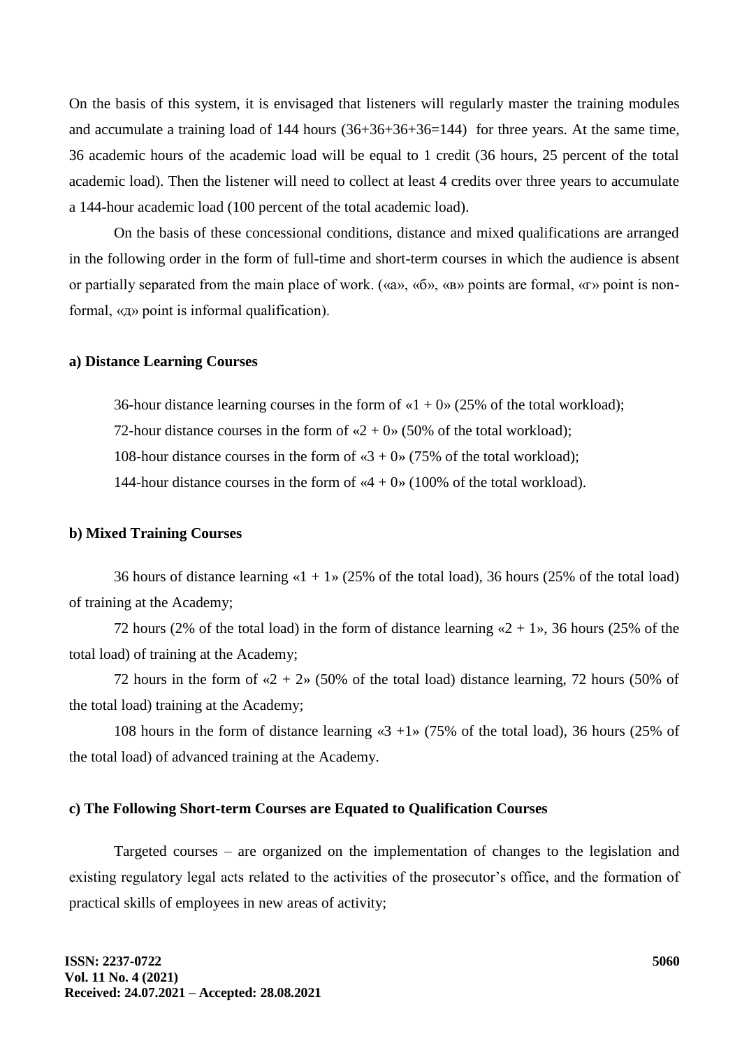On the basis of this system, it is envisaged that listeners will regularly master the training modules and accumulate a training load of 144 hours (36+36+36+36=144) for three years. At the same time, 36 academic hours of the academic load will be equal to 1 credit (36 hours, 25 percent of the total academic load). Then the listener will need to collect at least 4 credits over three years to accumulate a 144-hour academic load (100 percent of the total academic load).

On the basis of these concessional conditions, distance and mixed qualifications are arranged in the following order in the form of full-time and short-term courses in which the audience is absent or partially separated from the main place of work. («а», «б», «в» points are formal, «г» point is non-formal, «д» point is informal qualification).

#### a) Distance Learning Courses

36-hour distance learning courses in the form of «1 + 0» (25% of the total workload);

72-hour distance courses in the form of «2 + 0» (50% of the total workload);

108-hour distance courses in the form of «3 + 0» (75% of the total workload);

144-hour distance courses in the form of «4 + 0» (100% of the total workload).

#### b) Mixed Training Courses

36 hours of distance learning «1 + 1» (25% of the total load), 36 hours (25% of the total load) of training at the Academy;

72 hours (2% of the total load) in the form of distance learning «2 + 1», 36 hours (25% of the total load) of training at the Academy;

72 hours in the form of «2 + 2» (50% of the total load) distance learning, 72 hours (50% of the total load) training at the Academy;

108 hours in the form of distance learning «3 +1» (75% of the total load), 36 hours (25% of the total load) of advanced training at the Academy.

#### c) The Following Short-term Courses are Equated to Qualification Courses

Targeted courses – are organized on the implementation of changes to the legislation and existing regulatory legal acts related to the activities of the prosecutor's office, and the formation of practical skills of employees in new areas of activity;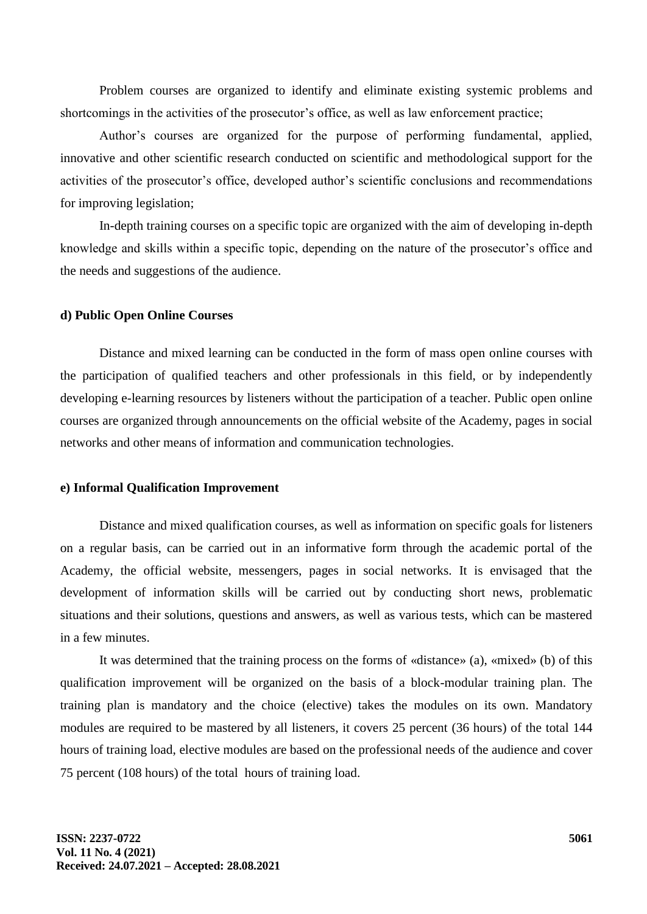Problem courses are organized to identify and eliminate existing systemic problems and shortcomings in the activities of the prosecutor's office, as well as law enforcement practice;

Author's courses are organized for the purpose of performing fundamental, applied, innovative and other scientific research conducted on scientific and methodological support for the activities of the prosecutor's office, developed author's scientific conclusions and recommendations for improving legislation;

In-depth training courses on a specific topic are organized with the aim of developing in-depth knowledge and skills within a specific topic, depending on the nature of the prosecutor's office and the needs and suggestions of the audience.

#### d) Public Open Online Courses

Distance and mixed learning can be conducted in the form of mass open online courses with the participation of qualified teachers and other professionals in this field, or by independently developing e-learning resources by listeners without the participation of a teacher. Public open online courses are organized through announcements on the official website of the Academy, pages in social networks and other means of information and communication technologies.

#### e) Informal Qualification Improvement

Distance and mixed qualification courses, as well as information on specific goals for listeners on a regular basis, can be carried out in an informative form through the academic portal of the Academy, the official website, messengers, pages in social networks. It is envisaged that the development of information skills will be carried out by conducting short news, problematic situations and their solutions, questions and answers, as well as various tests, which can be mastered in a few minutes.

It was determined that the training process on the forms of «distance» (a), «mixed» (b) of this qualification improvement will be organized on the basis of a block-modular training plan. The training plan is mandatory and the choice (elective) takes the modules on its own. Mandatory modules are required to be mastered by all listeners, it covers 25 percent (36 hours) of the total 144 hours of training load, elective modules are based on the professional needs of the audience and cover 75 percent (108 hours) of the total hours of training load.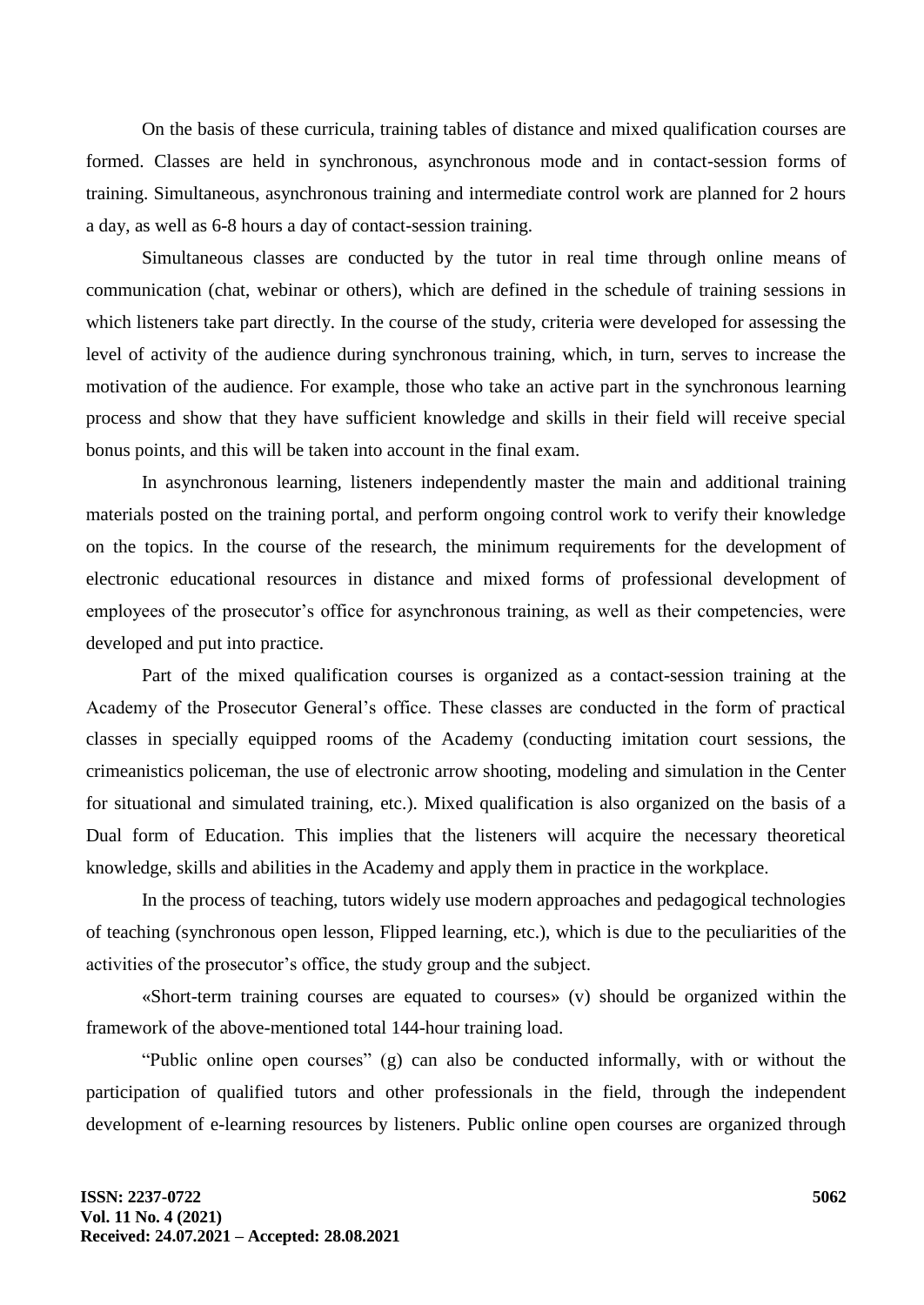On the basis of these curricula, training tables of distance and mixed qualification courses are formed. Classes are held in synchronous, asynchronous mode and in contact-session forms of training. Simultaneous, asynchronous training and intermediate control work are planned for 2 hours a day, as well as 6-8 hours a day of contact-session training.

Simultaneous classes are conducted by the tutor in real time through online means of communication (chat, webinar or others), which are defined in the schedule of training sessions in which listeners take part directly. In the course of the study, criteria were developed for assessing the level of activity of the audience during synchronous training, which, in turn, serves to increase the motivation of the audience. For example, those who take an active part in the synchronous learning process and show that they have sufficient knowledge and skills in their field will receive special bonus points, and this will be taken into account in the final exam.

In asynchronous learning, listeners independently master the main and additional training materials posted on the training portal, and perform ongoing control work to verify their knowledge on the topics. In the course of the research, the minimum requirements for the development of electronic educational resources in distance and mixed forms of professional development of employees of the prosecutor's office for asynchronous training, as well as their competencies, were developed and put into practice.

Part of the mixed qualification courses is organized as a contact-session training at the Academy of the Prosecutor General's office. These classes are conducted in the form of practical classes in specially equipped rooms of the Academy (conducting imitation court sessions, the crimeanistics policeman, the use of electronic arrow shooting, modeling and simulation in the Center for situational and simulated training, etc.). Mixed qualification is also organized on the basis of a Dual form of Education. This implies that the listeners will acquire the necessary theoretical knowledge, skills and abilities in the Academy and apply them in practice in the workplace.

In the process of teaching, tutors widely use modern approaches and pedagogical technologies of teaching (synchronous open lesson, Flipped learning, etc.), which is due to the peculiarities of the activities of the prosecutor's office, the study group and the subject.

«Short-term training courses are equated to courses» (v) should be organized within the framework of the above-mentioned total 144-hour training load.

"Public online open courses" (g) can also be conducted informally, with or without the participation of qualified tutors and other professionals in the field, through the independent development of e-learning resources by listeners. Public online open courses are organized through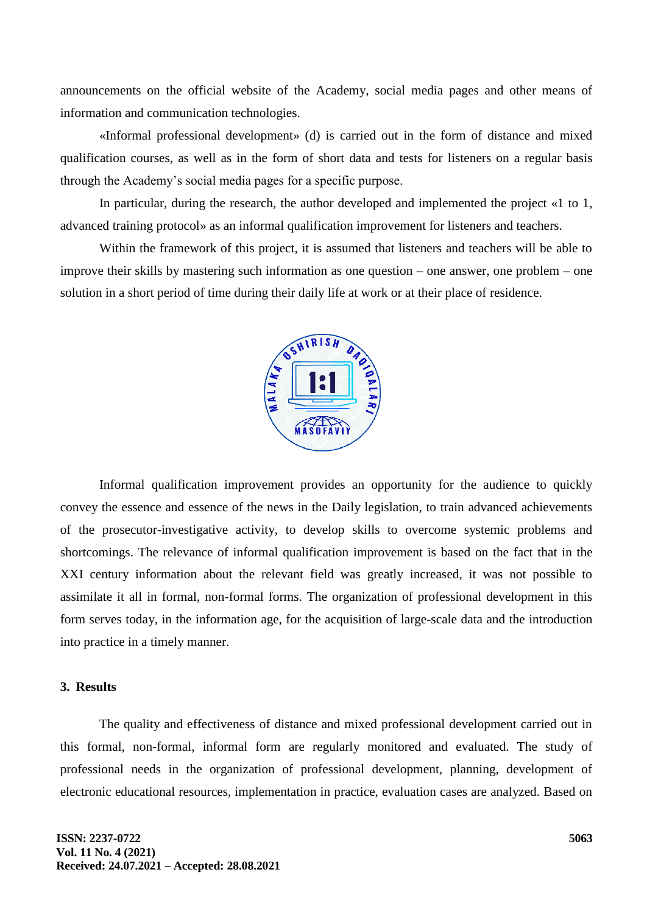announcements on the official website of the Academy, social media pages and other means of information and communication technologies.

«Informal professional development» (d) is carried out in the form of distance and mixed qualification courses, as well as in the form of short data and tests for listeners on a regular basis through the Academy's social media pages for a specific purpose.

In particular, during the research, the author developed and implemented the project «1 to 1, advanced training protocol» as an informal qualification improvement for listeners and teachers.

Within the framework of this project, it is assumed that listeners and teachers will be able to improve their skills by mastering such information as one question – one answer, one problem – one solution in a short period of time during their daily life at work or at their place of residence.

Informal qualification improvement provides an opportunity for the audience to quickly convey the essence and essence of the news in the Daily legislation, to train advanced achievements of the prosecutor-investigative activity, to develop skills to overcome systemic problems and shortcomings. The relevance of informal qualification improvement is based on the fact that in the XXI century information about the relevant field was greatly increased, it was not possible to assimilate it all in formal, non-formal forms. The organization of professional development in this form serves today, in the information age, for the acquisition of large-scale data and the introduction into practice in a timely manner.

## 3. Results

The quality and effectiveness of distance and mixed professional development carried out in this formal, non-formal, informal form are regularly monitored and evaluated. The study of professional needs in the organization of professional development, planning, development of electronic educational resources, implementation in practice, evaluation cases are analyzed. Based on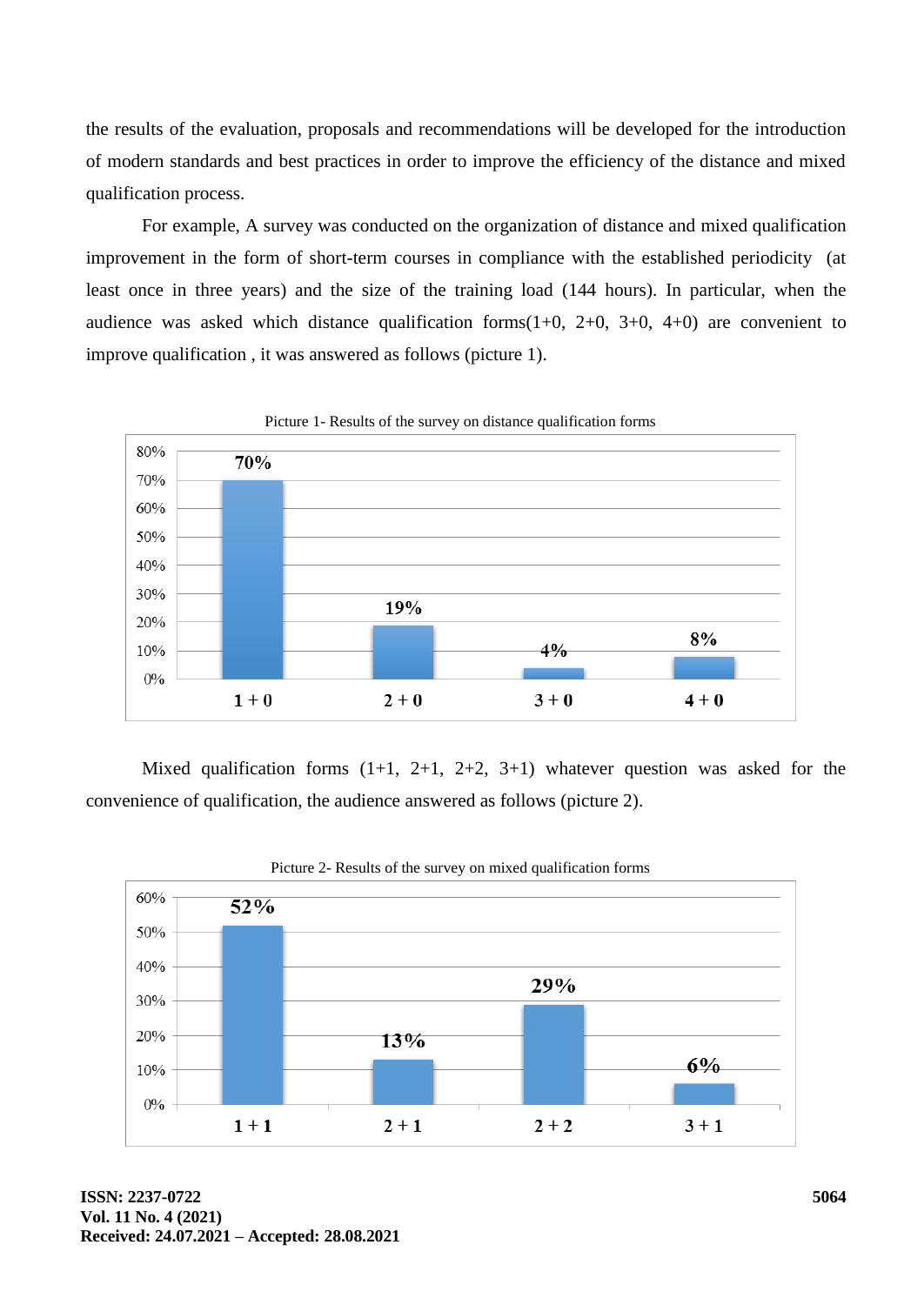the results of the evaluation, proposals and recommendations will be developed for the introduction of modern standards and best practices in order to improve the efficiency of the distance and mixed qualification process.

For example, A survey was conducted on the organization of distance and mixed qualification improvement in the form of short-term courses in compliance with the established periodicity (at least once in three years) and the size of the training load (144 hours). In particular, when the audience was asked which distance qualification forms(1+0, 2+0, 3+0, 4+0) are convenient to improve qualification , it was answered as follows (picture 1).

Picture 1- Results of the survey on distance qualification forms

80%
70%
60%
50%
40%
30%
20%
10%
0%

70%
19%
4%
8%

1 + 0
2 + 0
3 + 0
4 + 0

Mixed qualification forms (1+1, 2+1, 2+2, 3+1) whatever question was asked for the convenience of qualification, the audience answered as follows (picture 2).

Picture 2- Results of the survey on mixed qualification forms

60%
50%
40%
30%
20%
10%
0%

52%
13%
29%
6%

1 + 1
2 + 1
2 + 2
3 + 1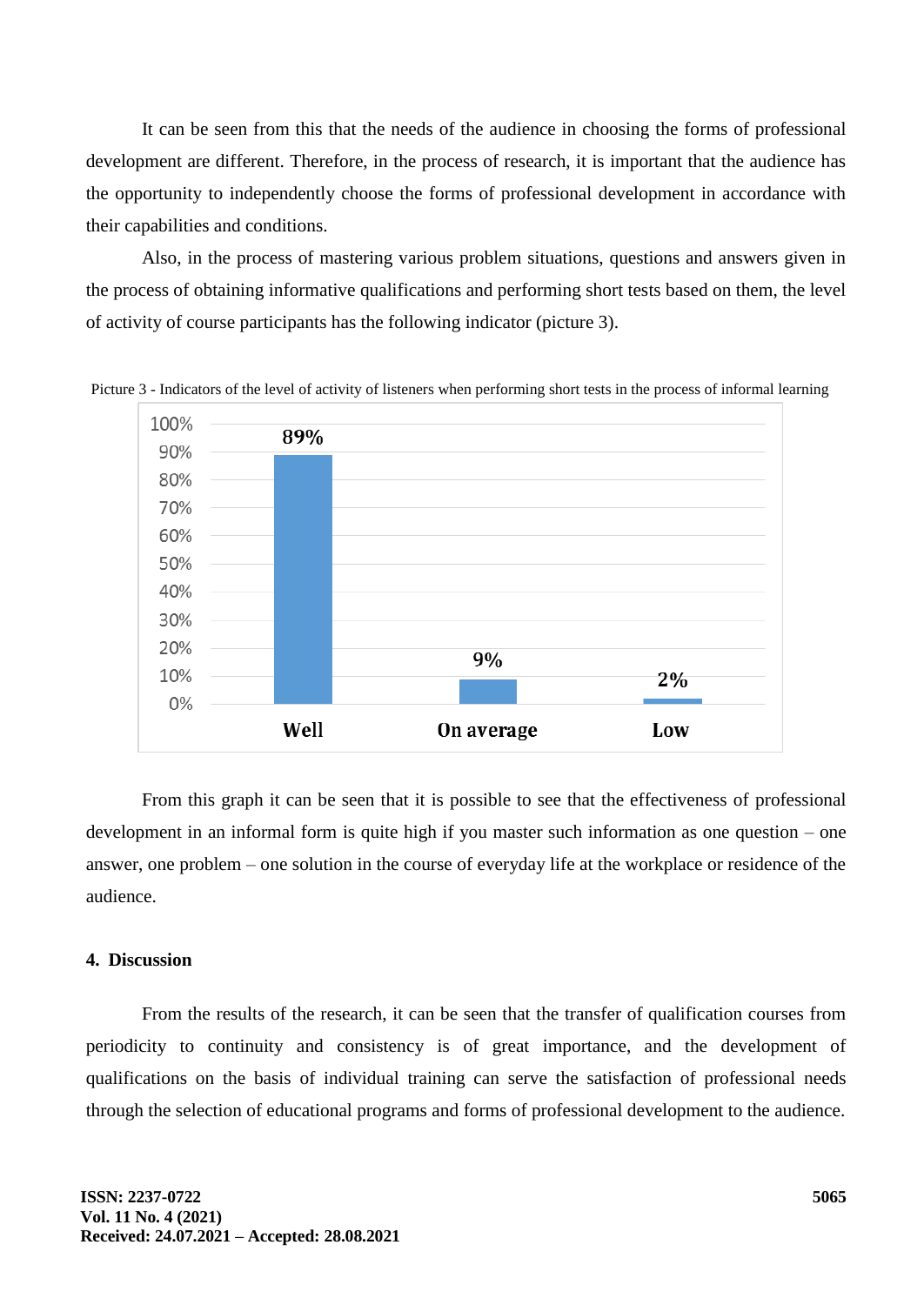It can be seen from this that the needs of the audience in choosing the forms of professional development are different. Therefore, in the process of research, it is important that the audience has the opportunity to independently choose the forms of professional development in accordance with their capabilities and conditions.

Also, in the process of mastering various problem situations, questions and answers given in the process of obtaining informative qualifications and performing short tests based on them, the level of activity of course participants has the following indicator (picture 3).

Picture 3 - Indicators of the level of activity of listeners when performing short tests in the process of informal learning

100%
90%
80%
70%
60%
50%
40%
30%
20%
10%
0%

89%
9%
2%

Well
On average
Low

From this graph it can be seen that it is possible to see that the effectiveness of professional development in an informal form is quite high if you master such information as one question – one answer, one problem – one solution in the course of everyday life at the workplace or residence of the audience.

## 4. Discussion

From the results of the research, it can be seen that the transfer of qualification courses from periodicity to continuity and consistency is of great importance, and the development of qualifications on the basis of individual training can serve the satisfaction of professional needs through the selection of educational programs and forms of professional development to the audience.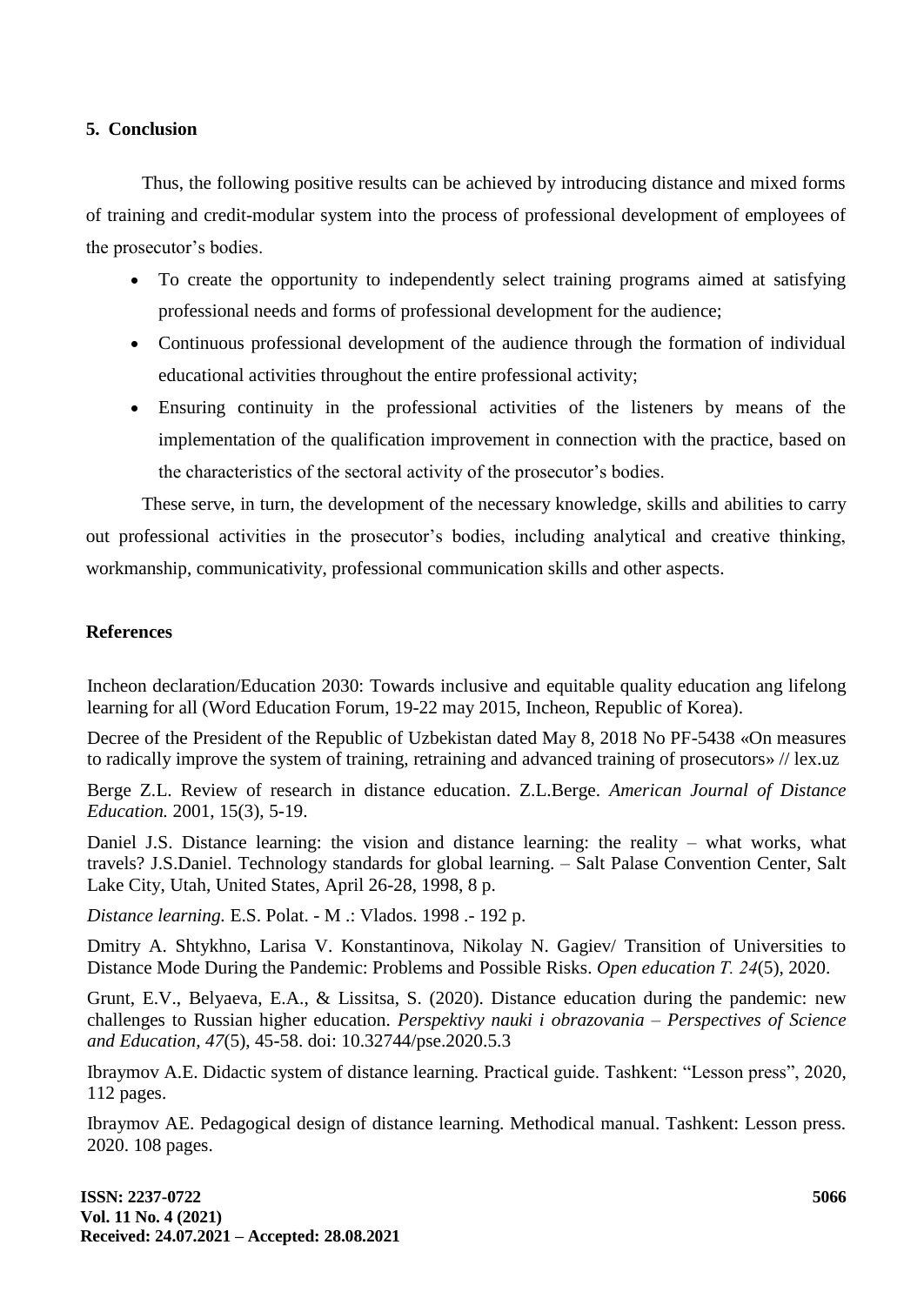## 5. Conclusion

Thus, the following positive results can be achieved by introducing distance and mixed forms of training and credit-modular system into the process of professional development of employees of the prosecutor's bodies.

- To create the opportunity to independently select training programs aimed at satisfying professional needs and forms of professional development for the audience;
- Continuous professional development of the audience through the formation of individual educational activities throughout the entire professional activity;
- Ensuring continuity in the professional activities of the listeners by means of the implementation of the qualification improvement in connection with the practice, based on the characteristics of the sectoral activity of the prosecutor's bodies.

These serve, in turn, the development of the necessary knowledge, skills and abilities to carry out professional activities in the prosecutor's bodies, including analytical and creative thinking, workmanship, communicativity, professional communication skills and other aspects.

## References

Incheon declaration/Education 2030: Towards inclusive and equitable quality education ang lifelong learning for all (Word Education Forum, 19-22 may 2015, Incheon, Republic of Korea).

Decree of the President of the Republic of Uzbekistan dated May 8, 2018 No PF-5438 «On measures to radically improve the system of training, retraining and advanced training of prosecutors» // lex.uz

Berge Z.L. Review of research in distance education. Z.L.Berge. *American Journal of Distance Education.* 2001, 15(3), 5-19.

Daniel J.S. Distance learning: the vision and distance learning: the reality – what works, what travels? J.S.Daniel. Technology standards for global learning. – Salt Palase Convention Center, Salt Lake City, Utah, United States, April 26-28, 1998, 8 p.

*Distance learning.* E.S. Polat. - M .: Vlados. 1998 .- 192 p.

Dmitry A. Shtykhno, Larisa V. Konstantinova, Nikolay N. Gagiev/ Transition of Universities to Distance Mode During the Pandemic: Problems and Possible Risks. *Open education T. 24*(5), 2020.

Grunt, E.V., Belyaeva, E.A., & Lissitsa, S. (2020). Distance education during the pandemic: new challenges to Russian higher education. *Perspektivy nauki i obrazovania – Perspectives of Science and Education*, *47*(5), 45-58. doi: 10.32744/pse.2020.5.3

Ibraymov A.E. Didactic system of distance learning. Practical guide. Tashkent: "Lesson press", 2020, 112 pages.

Ibraymov AE. Pedagogical design of distance learning. Methodical manual. Tashkent: Lesson press. 2020. 108 pages.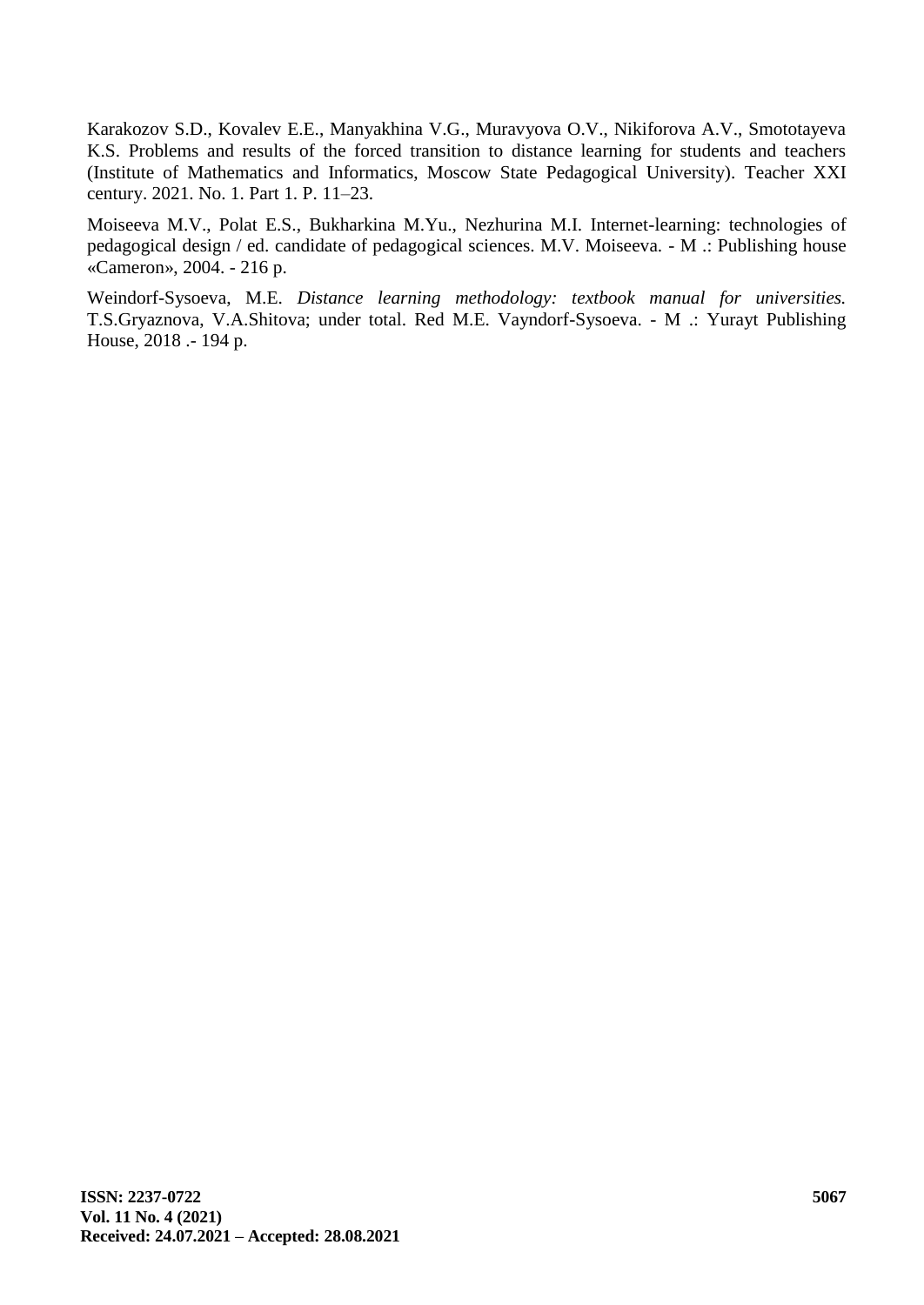Karakozov S.D., Kovalev E.E., Manyakhina V.G., Muravyova O.V., Nikiforova A.V., Smototayeva K.S. Problems and results of the forced transition to distance learning for students and teachers (Institute of Mathematics and Informatics, Moscow State Pedagogical University). Teacher XXI century. 2021. No. 1. Part 1. P. 11–23.

Moiseeva M.V., Polat E.S., Bukharkina M.Yu., Nezhurina M.I. Internet-learning: technologies of pedagogical design / ed. candidate of pedagogical sciences. M.V. Moiseeva. - M .: Publishing house «Cameron», 2004. - 216 p.

Weindorf-Sysoeva, M.E. *Distance learning methodology: textbook manual for universities.* T.S.Gryaznova, V.A.Shitova; under total. Red M.E. Vayndorf-Sysoeva. - M .: Yurayt Publishing House, 2018 .- 194 p.